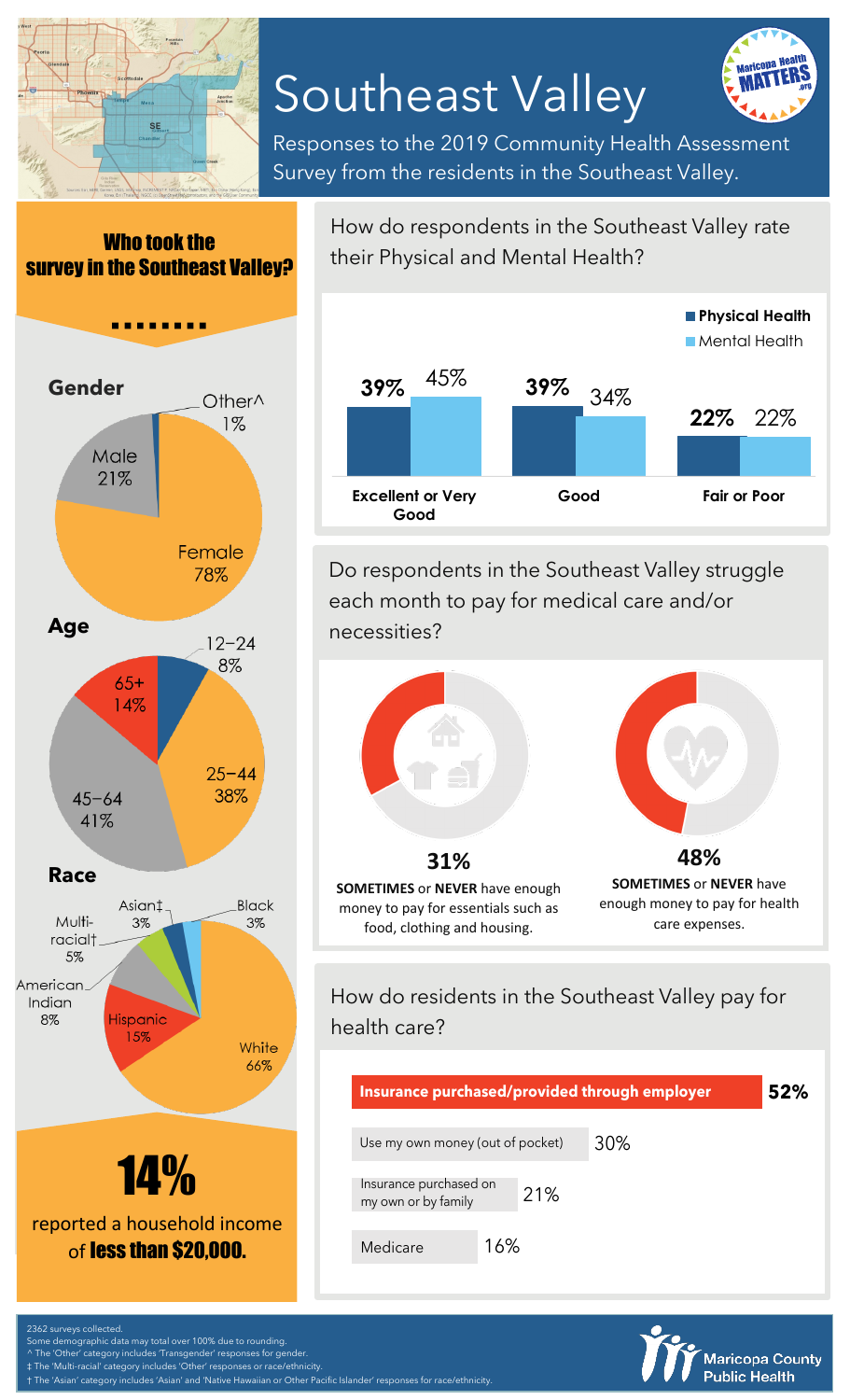# Southeast Valley

Responses to the 2019 Community Health Assessment Survey from the residents in the Southeast Valley.

Maricopa Health MATTERS .org

## Who took the survey in the Southeast Valley?

### Gender

| Gender | Percent |
|---|---|
| Female | 78% |
| Male | 21% |
| Other^ | 1% |

### Age

| Age | Percent |
|---|---|
| 12–24 | 8% |
| 25–44 | 38% |
| 45–64 | 41% |
| 65+ | 14% |

### Race

| Race | Percent |
|---|---|
| White | 66% |
| Hispanic | 15% |
| American Indian | 8% |
| Multi-racial† | 5% |
| Asian‡ | 3% |
| Black | 3% |

**14%** reported a household income of **less than $20,000.**

## How do respondents in the Southeast Valley rate their Physical and Mental Health?

| | Physical Health | Mental Health |
|---|---|---|
| Excellent or Very Good | 39% | 45% |
| Good | 39% | 34% |
| Fair or Poor | 22% | 22% |

## Do respondents in the Southeast Valley struggle each month to pay for medical care and/or necessities?

**31%** **SOMETIMES** or **NEVER** have enough money to pay for essentials such as food, clothing and housing.

**48%** **SOMETIMES** or **NEVER** have enough money to pay for health care expenses.

## How do residents in the Southeast Valley pay for health care?

| Payment method | Percent |
|---|---|
| **Insurance purchased/provided through employer** | **52%** |
| Use my own money (out of pocket) | 30% |
| Insurance purchased on my own or by family | 21% |
| Medicare | 16% |

2362 surveys collected.
Some demographic data may total over 100% due to rounding.
^ The 'Other' category includes 'Transgender' responses for gender.
‡ The 'Multi-racial' category includes 'Other' responses or race/ethnicity.
† The 'Asian' category includes 'Asian' and 'Native Hawaiian or Other Pacific Islander' responses for race/ethnicity.

Maricopa County Public Health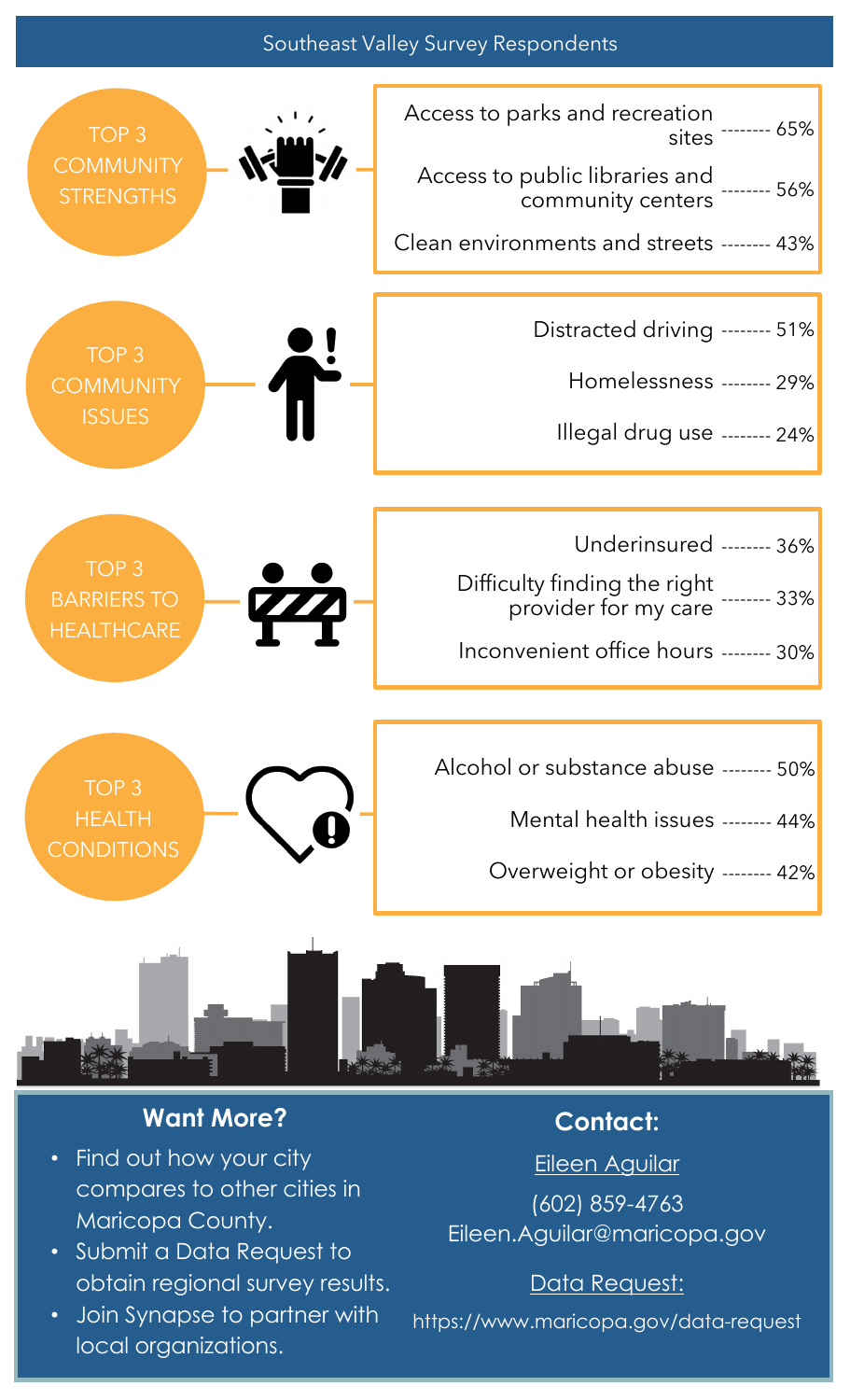# Southeast Valley Survey Respondents

## TOP 3 COMMUNITY STRENGTHS

- Access to parks and recreation sites -------- 65%
- Access to public libraries and community centers -------- 56%
- Clean environments and streets -------- 43%

## TOP 3 COMMUNITY ISSUES

- Distracted driving -------- 51%
- Homelessness -------- 29%
- Illegal drug use -------- 24%

## TOP 3 BARRIERS TO HEALTHCARE

- Underinsured -------- 36%
- Difficulty finding the right provider for my care -------- 33%
- Inconvenient office hours -------- 30%

## TOP 3 HEALTH CONDITIONS

- Alcohol or substance abuse -------- 50%
- Mental health issues -------- 44%
- Overweight or obesity -------- 42%

### Want More?

- Find out how your city compares to other cities in Maricopa County.
- Submit a Data Request to obtain regional survey results.
- Join Synapse to partner with local organizations.

### Contact:

Eileen Aguilar

(602) 859-4763
Eileen.Aguilar@maricopa.gov

Data Request:

https://www.maricopa.gov/data-request